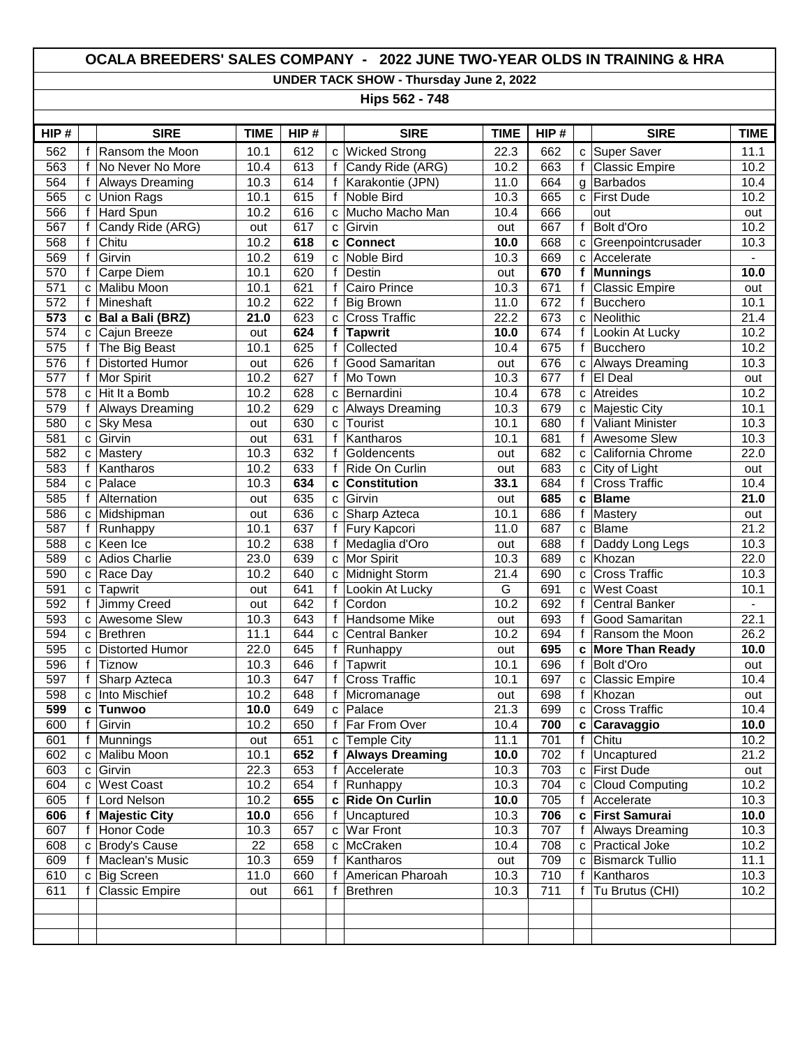# OCALA BREEDERS' SALES COMPANY - 2022 JUNE TWO-YEAR OLDS IN TRAINING & HRA

## UNDER TACK SHOW - Thursday June 2, 2022

### Hips 562 - 748

| HIP # | | SIRE | TIME | HIP # | | SIRE | TIME | HIP # | | SIRE | TIME |
|---|---|---|---|---|---|---|---|---|---|---|---|
| 562 | f | Ransom the Moon | 10.1 | 612 | c | Wicked Strong | 22.3 | 662 | c | Super Saver | 11.1 |
| 563 | f | No Never No More | 10.4 | 613 | f | Candy Ride (ARG) | 10.2 | 663 | f | Classic Empire | 10.2 |
| 564 | f | Always Dreaming | 10.3 | 614 | f | Karakontie (JPN) | 11.0 | 664 | g | Barbados | 10.4 |
| 565 | c | Union Rags | 10.1 | 615 | f | Noble Bird | 10.3 | 665 | c | First Dude | 10.2 |
| 566 | f | Hard Spun | 10.2 | 616 | c | Mucho Macho Man | 10.4 | 666 | | out | out |
| 567 | f | Candy Ride (ARG) | out | 617 | c | Girvin | out | 667 | f | Bolt d'Oro | 10.2 |
| 568 | f | Chitu | 10.2 | **618** | **c** | **Connect** | **10.0** | 668 | c | Greenpointcrusader | 10.3 |
| 569 | f | Girvin | 10.2 | 619 | c | Noble Bird | 10.3 | 669 | c | Accelerate | - |
| 570 | f | Carpe Diem | 10.1 | 620 | f | Destin | out | **670** | **f** | **Munnings** | **10.0** |
| 571 | c | Malibu Moon | 10.1 | 621 | f | Cairo Prince | 10.3 | 671 | f | Classic Empire | out |
| 572 | f | Mineshaft | 10.2 | 622 | f | Big Brown | 11.0 | 672 | f | Bucchero | 10.1 |
| **573** | **c** | **Bal a Bali (BRZ)** | **21.0** | 623 | c | Cross Traffic | 22.2 | 673 | c | Neolithic | 21.4 |
| 574 | c | Cajun Breeze | out | **624** | **f** | **Tapwrit** | **10.0** | 674 | f | Lookin At Lucky | 10.2 |
| 575 | f | The Big Beast | 10.1 | 625 | f | Collected | 10.4 | 675 | f | Bucchero | 10.2 |
| 576 | f | Distorted Humor | out | 626 | f | Good Samaritan | out | 676 | c | Always Dreaming | 10.3 |
| 577 | f | Mor Spirit | 10.2 | 627 | f | Mo Town | 10.3 | 677 | f | El Deal | out |
| 578 | c | Hit It a Bomb | 10.2 | 628 | c | Bernardini | 10.4 | 678 | c | Atreides | 10.2 |
| 579 | f | Always Dreaming | 10.2 | 629 | c | Always Dreaming | 10.3 | 679 | c | Majestic City | 10.1 |
| 580 | c | Sky Mesa | out | 630 | c | Tourist | 10.1 | 680 | f | Valiant Minister | 10.3 |
| 581 | c | Girvin | out | 631 | f | Kantharos | 10.1 | 681 | f | Awesome Slew | 10.3 |
| 582 | c | Mastery | 10.3 | 632 | f | Goldencents | out | 682 | c | California Chrome | 22.0 |
| 583 | f | Kantharos | 10.2 | 633 | f | Ride On Curlin | out | 683 | c | City of Light | out |
| 584 | c | Palace | 10.3 | **634** | **c** | **Constitution** | **33.1** | 684 | f | Cross Traffic | 10.4 |
| 585 | f | Alternation | out | 635 | c | Girvin | out | **685** | **c** | **Blame** | **21.0** |
| 586 | c | Midshipman | out | 636 | c | Sharp Azteca | 10.1 | 686 | f | Mastery | out |
| 587 | f | Runhappy | 10.1 | 637 | f | Fury Kapcori | 11.0 | 687 | c | Blame | 21.2 |
| 588 | c | Keen Ice | 10.2 | 638 | f | Medaglia d'Oro | out | 688 | f | Daddy Long Legs | 10.3 |
| 589 | c | Adios Charlie | 23.0 | 639 | c | Mor Spirit | 10.3 | 689 | c | Khozan | 22.0 |
| 590 | c | Race Day | 10.2 | 640 | c | Midnight Storm | 21.4 | 690 | c | Cross Traffic | 10.3 |
| 591 | c | Tapwrit | out | 641 | f | Lookin At Lucky | G | 691 | c | West Coast | 10.1 |
| 592 | f | Jimmy Creed | out | 642 | f | Cordon | 10.2 | 692 | f | Central Banker | - |
| 593 | c | Awesome Slew | 10.3 | 643 | f | Handsome Mike | out | 693 | f | Good Samaritan | 22.1 |
| 594 | c | Brethren | 11.1 | 644 | c | Central Banker | 10.2 | 694 | f | Ransom the Moon | 26.2 |
| 595 | c | Distorted Humor | 22.0 | 645 | f | Runhappy | out | **695** | **c** | **More Than Ready** | **10.0** |
| 596 | f | Tiznow | 10.3 | 646 | f | Tapwrit | 10.1 | 696 | f | Bolt d'Oro | out |
| 597 | f | Sharp Azteca | 10.3 | 647 | f | Cross Traffic | 10.1 | 697 | c | Classic Empire | 10.4 |
| 598 | c | Into Mischief | 10.2 | 648 | f | Micromanage | out | 698 | f | Khozan | out |
| **599** | **c** | **Tunwoo** | **10.0** | 649 | c | Palace | 21.3 | 699 | c | Cross Traffic | 10.4 |
| 600 | f | Girvin | 10.2 | 650 | f | Far From Over | 10.4 | **700** | **c** | **Caravaggio** | **10.0** |
| 601 | f | Munnings | out | 651 | c | Temple City | 11.1 | 701 | f | Chitu | 10.2 |
| 602 | c | Malibu Moon | 10.1 | **652** | **f** | **Always Dreaming** | **10.0** | 702 | f | Uncaptured | 21.2 |
| 603 | c | Girvin | 22.3 | 653 | f | Accelerate | 10.3 | 703 | c | First Dude | out |
| 604 | c | West Coast | 10.2 | 654 | f | Runhappy | 10.3 | 704 | c | Cloud Computing | 10.2 |
| 605 | f | Lord Nelson | 10.2 | **655** | **c** | **Ride On Curlin** | **10.0** | 705 | f | Accelerate | 10.3 |
| **606** | **f** | **Majestic City** | **10.0** | 656 | f | Uncaptured | 10.3 | **706** | **c** | **First Samurai** | **10.0** |
| 607 | f | Honor Code | 10.3 | 657 | c | War Front | 10.3 | 707 | f | Always Dreaming | 10.3 |
| 608 | c | Brody's Cause | 22 | 658 | c | McCraken | 10.4 | 708 | c | Practical Joke | 10.2 |
| 609 | f | Maclean's Music | 10.3 | 659 | f | Kantharos | out | 709 | c | Bismarck Tullio | 11.1 |
| 610 | c | Big Screen | 11.0 | 660 | f | American Pharoah | 10.3 | 710 | f | Kantharos | 10.3 |
| 611 | f | Classic Empire | out | 661 | f | Brethren | 10.3 | 711 | f | Tu Brutus (CHI) | 10.2 |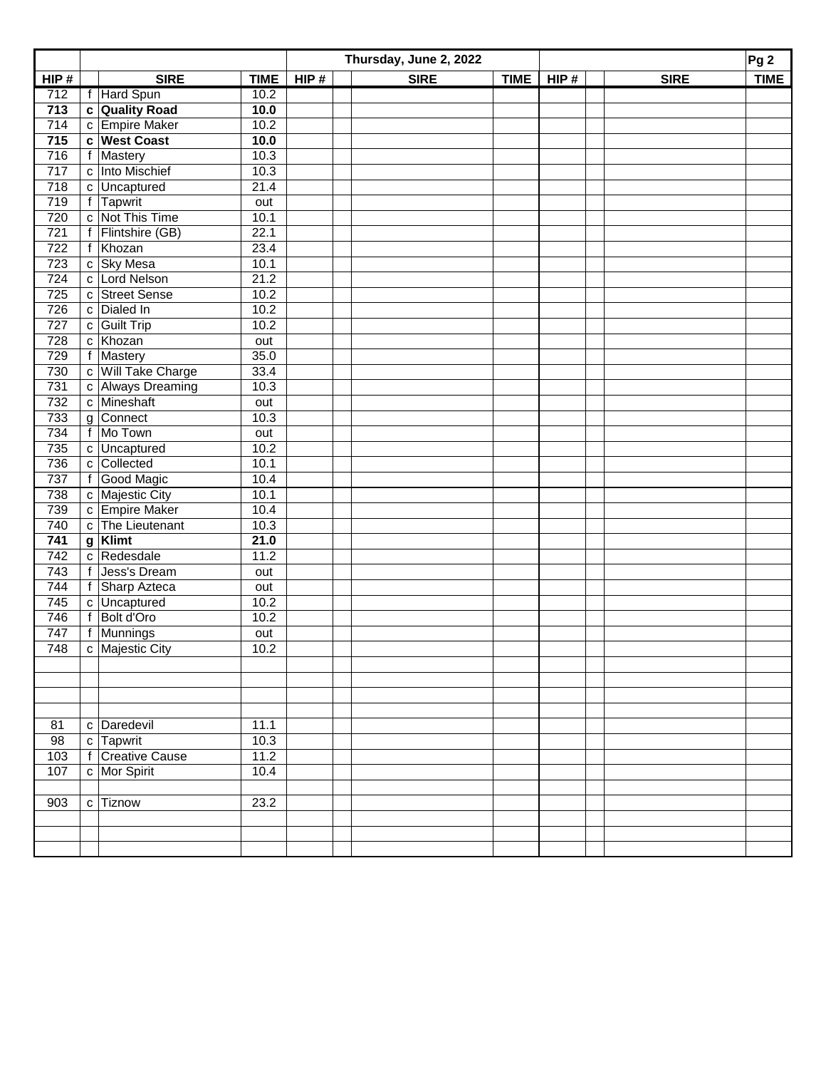| | | | | Thursday, June 2, 2022 | | | | | | | Pg 2 |
|---|---|---|---|---|---|---|---|---|---|---|---|
| HIP # | | SIRE | TIME | HIP # | | SIRE | TIME | HIP # | | SIRE | TIME |
| 712 | f | Hard Spun | 10.2 | | | | | | | | |
| **713** | **c** | **Quality Road** | **10.0** | | | | | | | | |
| 714 | c | Empire Maker | 10.2 | | | | | | | | |
| **715** | **c** | **West Coast** | **10.0** | | | | | | | | |
| 716 | f | Mastery | 10.3 | | | | | | | | |
| 717 | c | Into Mischief | 10.3 | | | | | | | | |
| 718 | c | Uncaptured | 21.4 | | | | | | | | |
| 719 | f | Tapwrit | out | | | | | | | | |
| 720 | c | Not This Time | 10.1 | | | | | | | | |
| 721 | f | Flintshire (GB) | 22.1 | | | | | | | | |
| 722 | f | Khozan | 23.4 | | | | | | | | |
| 723 | c | Sky Mesa | 10.1 | | | | | | | | |
| 724 | c | Lord Nelson | 21.2 | | | | | | | | |
| 725 | c | Street Sense | 10.2 | | | | | | | | |
| 726 | c | Dialed In | 10.2 | | | | | | | | |
| 727 | c | Guilt Trip | 10.2 | | | | | | | | |
| 728 | c | Khozan | out | | | | | | | | |
| 729 | f | Mastery | 35.0 | | | | | | | | |
| 730 | c | Will Take Charge | 33.4 | | | | | | | | |
| 731 | c | Always Dreaming | 10.3 | | | | | | | | |
| 732 | c | Mineshaft | out | | | | | | | | |
| 733 | g | Connect | 10.3 | | | | | | | | |
| 734 | f | Mo Town | out | | | | | | | | |
| 735 | c | Uncaptured | 10.2 | | | | | | | | |
| 736 | c | Collected | 10.1 | | | | | | | | |
| 737 | f | Good Magic | 10.4 | | | | | | | | |
| 738 | c | Majestic City | 10.1 | | | | | | | | |
| 739 | c | Empire Maker | 10.4 | | | | | | | | |
| 740 | c | The Lieutenant | 10.3 | | | | | | | | |
| **741** | **g** | **Klimt** | **21.0** | | | | | | | | |
| 742 | c | Redesdale | 11.2 | | | | | | | | |
| 743 | f | Jess's Dream | out | | | | | | | | |
| 744 | f | Sharp Azteca | out | | | | | | | | |
| 745 | c | Uncaptured | 10.2 | | | | | | | | |
| 746 | f | Bolt d'Oro | 10.2 | | | | | | | | |
| 747 | f | Munnings | out | | | | | | | | |
| 748 | c | Majestic City | 10.2 | | | | | | | | |
| | | | | | | | | | | | |
| | | | | | | | | | | | |
| | | | | | | | | | | | |
| | | | | | | | | | | | |
| 81 | c | Daredevil | 11.1 | | | | | | | | |
| 98 | c | Tapwrit | 10.3 | | | | | | | | |
| 103 | f | Creative Cause | 11.2 | | | | | | | | |
| 107 | c | Mor Spirit | 10.4 | | | | | | | | |
| | | | | | | | | | | | |
| 903 | c | Tiznow | 23.2 | | | | | | | | |
| | | | | | | | | | | | |
| | | | | | | | | | | | |
| | | | | | | | | | | | |